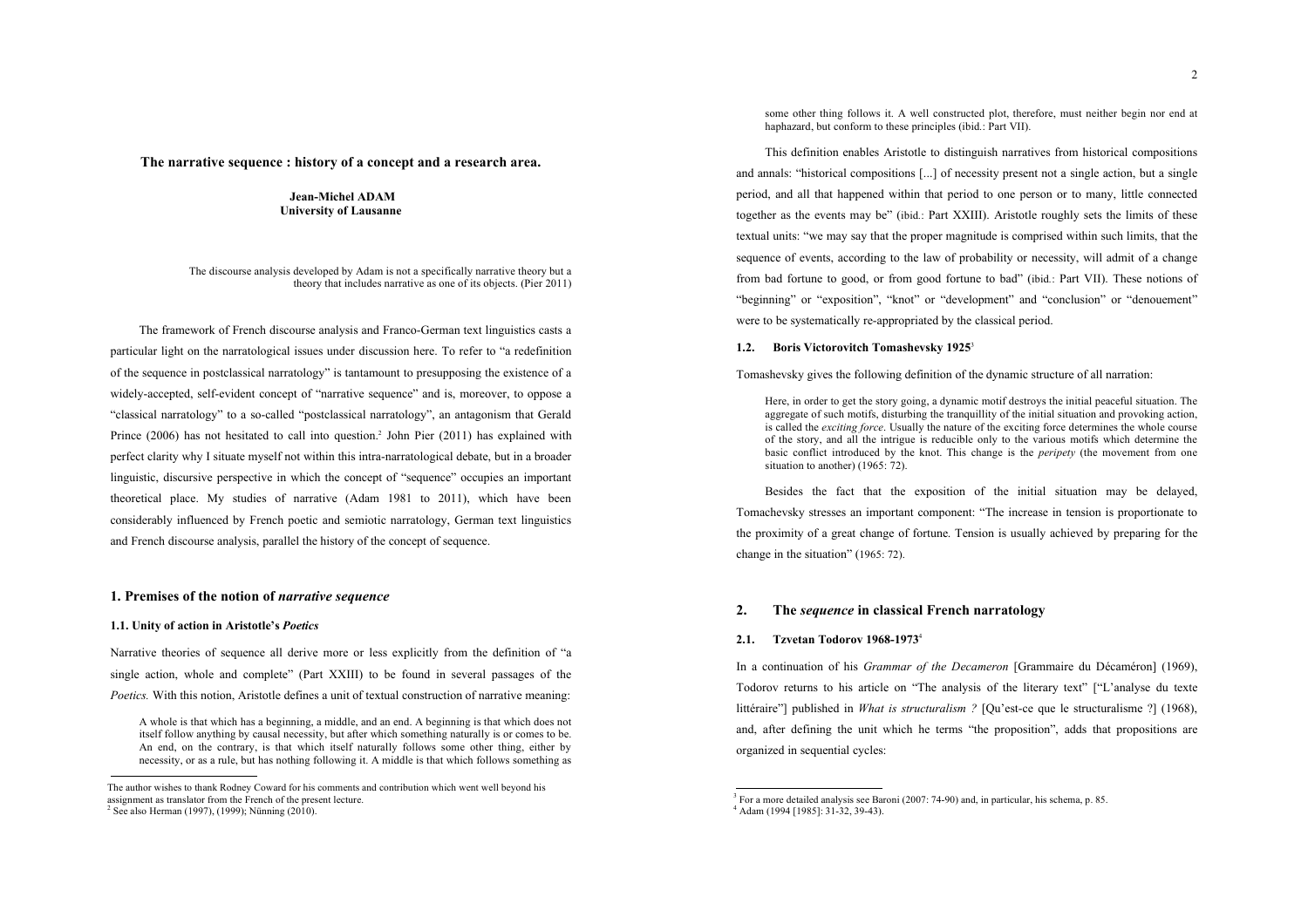# The narrative sequence : history of a concept and a research area.

**Jean-Michel ADAM**
**University of Lausanne**

> The discourse analysis developed by Adam is not a specifically narrative theory but a theory that includes narrative as one of its objects. (Pier 2011)

The framework of French discourse analysis and Franco-German text linguistics casts a particular light on the narratological issues under discussion here. To refer to "a redefinition of the sequence in postclassical narratology" is tantamount to presupposing the existence of a widely-accepted, self-evident concept of "narrative sequence" and is, moreover, to oppose a "classical narratology" to a so-called "postclassical narratology", an antagonism that Gerald Prince (2006) has not hesitated to call into question.[2] John Pier (2011) has explained with perfect clarity why I situate myself not within this intra-narratological debate, but in a broader linguistic, discursive perspective in which the concept of "sequence" occupies an important theoretical place. My studies of narrative (Adam 1981 to 2011), which have been considerably influenced by French poetic and semiotic narratology, German text linguistics and French discourse analysis, parallel the history of the concept of sequence.

## 1. Premises of the notion of *narrative sequence*

### 1.1. Unity of action in Aristotle's *Poetics*

Narrative theories of sequence all derive more or less explicitly from the definition of "a single action, whole and complete" (Part XXIII) to be found in several passages of the *Poetics.* With this notion, Aristotle defines a unit of textual construction of narrative meaning:

> A whole is that which has a beginning, a middle, and an end. A beginning is that which does not itself follow anything by causal necessity, but after which something naturally is or comes to be. An end, on the contrary, is that which itself naturally follows some other thing, either by necessity, or as a rule, but has nothing following it. A middle is that which follows something as some other thing follows it. A well constructed plot, therefore, must neither begin nor end at haphazard, but conform to these principles (ibid.: Part VII).

This definition enables Aristotle to distinguish narratives from historical compositions and annals: "historical compositions [...] of necessity present not a single action, but a single period, and all that happened within that period to one person or to many, little connected together as the events may be" (ibid.: Part XXIII). Aristotle roughly sets the limits of these textual units: "we may say that the proper magnitude is comprised within such limits, that the sequence of events, according to the law of probability or necessity, will admit of a change from bad fortune to good, or from good fortune to bad" (ibid.: Part VII). These notions of "beginning" or "exposition", "knot" or "development" and "conclusion" or "denouement" were to be systematically re-appropriated by the classical period.

### 1.2. Boris Victorovitch Tomashevsky 1925[3]

Tomashevsky gives the following definition of the dynamic structure of all narration:

> Here, in order to get the story going, a dynamic motif destroys the initial peaceful situation. The aggregate of such motifs, disturbing the tranquillity of the initial situation and provoking action, is called the *exciting force*. Usually the nature of the exciting force determines the whole course of the story, and all the intrigue is reducible only to the various motifs which determine the basic conflict introduced by the knot. This change is the *peripety* (the movement from one situation to another) (1965: 72).

Besides the fact that the exposition of the initial situation may be delayed, Tomachevsky stresses an important component: "The increase in tension is proportionate to the proximity of a great change of fortune. Tension is usually achieved by preparing for the change in the situation" (1965: 72).

## 2. The *sequence* in classical French narratology

### 2.1. Tzvetan Todorov 1968-1973[4]

In a continuation of his *Grammar of the Decameron* [Grammaire du Décaméron] (1969), Todorov returns to his article on "The analysis of the literary text" ["L'analyse du texte littéraire"] published in *What is structuralism ?* [Qu'est-ce que le structuralisme ?] (1968), and, after defining the unit which he terms "the proposition", adds that propositions are organized in sequential cycles:

---

The author wishes to thank Rodney Coward for his comments and contribution which went well beyond his assignment as translator from the French of the present lecture.

[2] See also Herman (1997), (1999); Nünning (2010).

[3] For a more detailed analysis see Baroni (2007: 74-90) and, in particular, his schema, p. 85.

[4] Adam (1994 [1985]: 31-32, 39-43).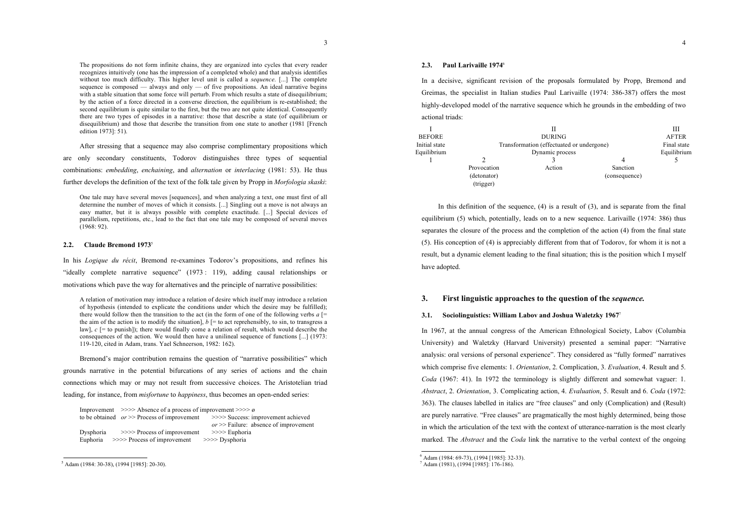> The propositions do not form infinite chains, they are organized into cycles that every reader recognizes intuitively (one has the impression of a completed whole) and that analysis identifies without too much difficulty. This higher level unit is called a *sequence*. [...] The complete sequence is composed — always and only — of five propositions. An ideal narrative begins with a stable situation that some force will perturb. From which results a state of disequilibrium; by the action of a force directed in a converse direction, the equilibrium is re-established; the second equilibrium is quite similar to the first, but the two are not quite identical. Consequently there are two types of episodes in a narrative: those that describe a state (of equilibrium or disequilibrium) and those that describe the transition from one state to another (1981 [French edition 1973]: 51).

After stressing that a sequence may also comprise complimentary propositions which are only secondary constituents, Todorov distinguishes three types of sequential combinations: *embedding*, *enchaining*, and *alternation* or *interlacing* (1981: 53). He thus further develops the definition of the text of the folk tale given by Propp in *Morfologia skaski*:

> One tale may have several moves [sequences], and when analyzing a text, one must first of all determine the number of moves of which it consists. [...] Singling out a move is not always an easy matter, but it is always possible with complete exactitude. [...] Special devices of parallelism, repetitions, etc., lead to the fact that one tale may be composed of several moves (1968: 92).

### 2.2. Claude Bremond 1973[5]

In his *Logique du récit*, Bremond re-examines Todorov's propositions, and refines his "ideally complete narrative sequence" (1973 : 119), adding causal relationships or motivations which pave the way for alternatives and the principle of narrative possibilities:

> A relation of motivation may introduce a relation of desire which itself may introduce a relation of hypothesis (intended to explicate the conditions under which the desire may be fulfilled); there would follow then the transition to the act (in the form of one of the following verbs *a* [= the aim of the action is to modify the situation], *b* [= to act reprehensibly, to sin, to transgress a law], *c* [= to punish]); there would finally come a relation of result, which would describe the consequences of the action. We would then have a unilineal sequence of functions [...] (1973: 119-120, cited in Adam, trans. Yael Schneerson, 1982: 162).

Bremond's major contribution remains the question of "narrative possibilities" which grounds narrative in the potential bifurcations of any series of actions and the chain connections which may or may not result from successive choices. The Aristotelian triad leading, for instance, from *misfortune* to *happiness*, thus becomes an open-ended series:

```
Improvement    >>>> Absence of a process of improvement >>>> ø
to be obtained  or >> Process of improvement     >>>> Success: improvement achieved
                                                 or >> Failure:  absence of improvement
Dysphoria       >>>> Process of improvement      >>>> Euphoria
Euphoria    >>>> Process of improvement      >>>> Dysphoria
```

### 2.3. Paul Larivaille 1974[6]

In a decisive, significant revision of the proposals formulated by Propp, Bremond and Greimas, the specialist in Italian studies Paul Larivaille (1974: 386-387) offers the most highly-developed model of the narrative sequence which he grounds in the embedding of two actional triads:

| I | II | | | III |
|---|---|---|---|---|
| BEFORE | DURING | | | AFTER |
| Initial state | Transformation (effectuated or undergone) | | | Final state |
| Equilibrium | Dynamic process | | | Equilibrium |
| 1 | 2 | 3 | 4 | 5 |
| | Provocation (detonator) (trigger) | Action | Sanction (consequence) | |

In this definition of the sequence, (4) is a result of (3), and is separate from the final equilibrium (5) which, potentially, leads on to a new sequence. Larivaille (1974: 386) thus separates the closure of the process and the completion of the action (4) from the final state (5). His conception of (4) is appreciably different from that of Todorov, for whom it is not a result, but a dynamic element leading to the final situation; this is the position which I myself have adopted.

## 3. First linguistic approaches to the question of the *sequence.*

### 3.1. Sociolinguistics: William Labov and Joshua Waletzky 1967[7]

In 1967, at the annual congress of the American Ethnological Society, Labov (Columbia University) and Waletzky (Harvard University) presented a seminal paper: "Narrative analysis: oral versions of personal experience". They considered as "fully formed" narratives which comprise five elements: 1. *Orientation*, 2. Complication, 3. *Evaluation*, 4. Result and 5. *Coda* (1967: 41). In 1972 the terminology is slightly different and somewhat vaguer: 1. *Abstract*, 2. *Orientation*, 3. Complicating action, 4. *Evaluation*, 5. Result and 6. *Coda* (1972: 363). The clauses labelled in italics are "free clauses" and only (Complication) and (Result) are purely narrative. "Free clauses" are pragmatically the most highly determined, being those in which the articulation of the text with the context of utterance-narration is the most clearly marked. The *Abstract* and the *Coda* link the narrative to the verbal context of the ongoing

---

[5] Adam (1984: 30-38), (1994 [1985]: 20-30).

[6] Adam (1984: 69-73), (1994 [1985]: 32-33).

[7] Adam (1981), (1994 [1985]: 176-186).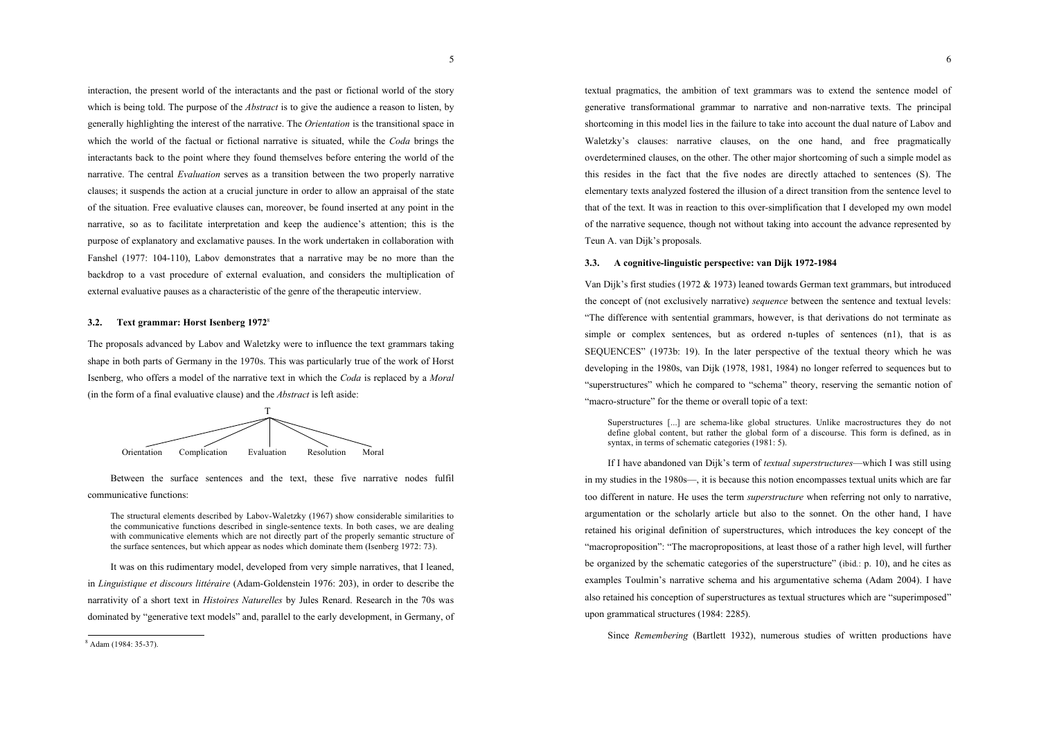interaction, the present world of the interactants and the past or fictional world of the story which is being told. The purpose of the *Abstract* is to give the audience a reason to listen, by generally highlighting the interest of the narrative. The *Orientation* is the transitional space in which the world of the factual or fictional narrative is situated, while the *Coda* brings the interactants back to the point where they found themselves before entering the world of the narrative. The central *Evaluation* serves as a transition between the two properly narrative clauses; it suspends the action at a crucial juncture in order to allow an appraisal of the state of the situation. Free evaluative clauses can, moreover, be found inserted at any point in the narrative, so as to facilitate interpretation and keep the audience's attention; this is the purpose of explanatory and exclamative pauses. In the work undertaken in collaboration with Fanshel (1977: 104-110), Labov demonstrates that a narrative may be no more than the backdrop to a vast procedure of external evaluation, and considers the multiplication of external evaluative pauses as a characteristic of the genre of the therapeutic interview.

### 3.2. Text grammar: Horst Isenberg 1972[8]

The proposals advanced by Labov and Waletzky were to influence the text grammars taking shape in both parts of Germany in the 1970s. This was particularly true of the work of Horst Isenberg, who offers a model of the narrative text in which the *Coda* is replaced by a *Moral* (in the form of a final evaluative clause) and the *Abstract* is left aside:

```
                              T
   ┌──────────┬──────────┼──────────┬──────────┐
Orientation  Complication  Evaluation  Resolution  Moral
```

Between the surface sentences and the text, these five narrative nodes fulfil communicative functions:

> The structural elements described by Labov-Waletzky (1967) show considerable similarities to the communicative functions described in single-sentence texts. In both cases, we are dealing with communicative elements which are not directly part of the properly semantic structure of the surface sentences, but which appear as nodes which dominate them (Isenberg 1972: 73).

It was on this rudimentary model, developed from very simple narratives, that I leaned, in *Linguistique et discours littéraire* (Adam-Goldenstein 1976: 203), in order to describe the narrativity of a short text in *Histoires Naturelles* by Jules Renard. Research in the 70s was dominated by "generative text models" and, parallel to the early development, in Germany, of textual pragmatics, the ambition of text grammars was to extend the sentence model of generative transformational grammar to narrative and non-narrative texts. The principal shortcoming in this model lies in the failure to take into account the dual nature of Labov and Waletzky's clauses: narrative clauses, on the one hand, and free pragmatically overdetermined clauses, on the other. The other major shortcoming of such a simple model as this resides in the fact that the five nodes are directly attached to sentences (S). The elementary texts analyzed fostered the illusion of a direct transition from the sentence level to that of the text. It was in reaction to this over-simplification that I developed my own model of the narrative sequence, though not without taking into account the advance represented by Teun A. van Dijk's proposals.

### 3.3. A cognitive-linguistic perspective: van Dijk 1972-1984

Van Dijk's first studies (1972 & 1973) leaned towards German text grammars, but introduced the concept of (not exclusively narrative) *sequence* between the sentence and textual levels: "The difference with sentential grammars, however, is that derivations do not terminate as simple or complex sentences, but as ordered n-tuples of sentences (n1), that is as SEQUENCES" (1973b: 19). In the later perspective of the textual theory which he was developing in the 1980s, van Dijk (1978, 1981, 1984) no longer referred to sequences but to "superstructures" which he compared to "schema" theory, reserving the semantic notion of "macro-structure" for the theme or overall topic of a text:

> Superstructures [...] are schema-like global structures. Unlike macrostructures they do not define global content, but rather the global form of a discourse. This form is defined, as in syntax, in terms of schematic categories (1981: 5).

If I have abandoned van Dijk's term of *textual superstructures*—which I was still using in my studies in the 1980s—, it is because this notion encompasses textual units which are far too different in nature. He uses the term *superstructure* when referring not only to narrative, argumentation or the scholarly article but also to the sonnet. On the other hand, I have retained his original definition of superstructures, which introduces the key concept of the "macroproposition": "The macropropositions, at least those of a rather high level, will further be organized by the schematic categories of the superstructure" (ibid.: p. 10), and he cites as examples Toulmin's narrative schema and his argumentative schema (Adam 2004). I have also retained his conception of superstructures as textual structures which are "superimposed" upon grammatical structures (1984: 2285).

Since *Remembering* (Bartlett 1932), numerous studies of written productions have

[8] Adam (1984: 35-37).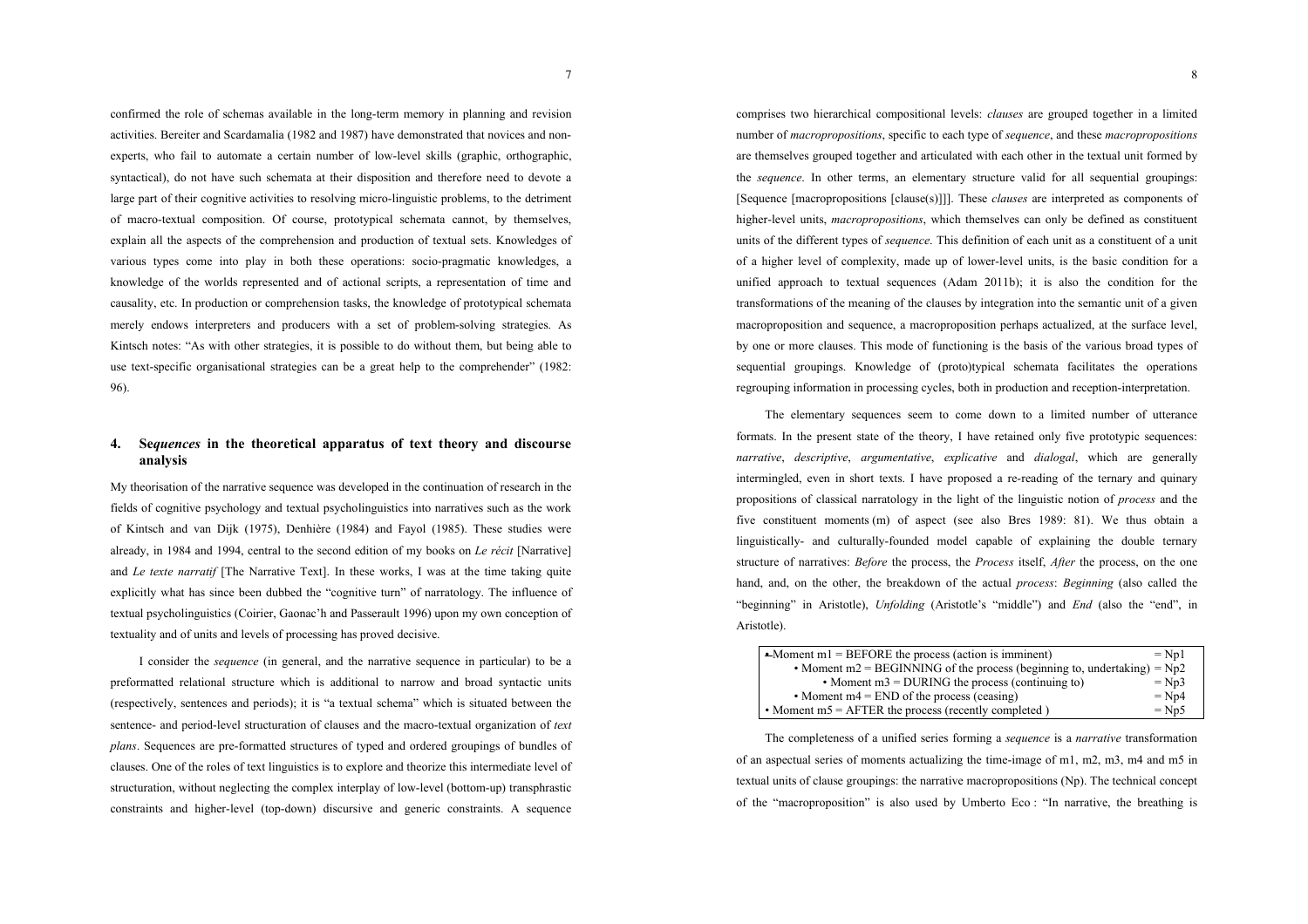confirmed the role of schemas available in the long-term memory in planning and revision activities. Bereiter and Scardamalia (1982 and 1987) have demonstrated that novices and non-experts, who fail to automate a certain number of low-level skills (graphic, orthographic, syntactical), do not have such schemata at their disposition and therefore need to devote a large part of their cognitive activities to resolving micro-linguistic problems, to the detriment of macro-textual composition. Of course, prototypical schemata cannot, by themselves, explain all the aspects of the comprehension and production of textual sets. Knowledges of various types come into play in both these operations: socio-pragmatic knowledges, a knowledge of the worlds represented and of actional scripts, a representation of time and causality, etc. In production or comprehension tasks, the knowledge of prototypical schemata merely endows interpreters and producers with a set of problem-solving strategies. As Kintsch notes: "As with other strategies, it is possible to do without them, but being able to use text-specific organisational strategies can be a great help to the comprehender" (1982: 96).

## 4. Se*quences* in the theoretical apparatus of text theory and discourse analysis

My theorisation of the narrative sequence was developed in the continuation of research in the fields of cognitive psychology and textual psycholinguistics into narratives such as the work of Kintsch and van Dijk (1975), Denhière (1984) and Fayol (1985). These studies were already, in 1984 and 1994, central to the second edition of my books on *Le récit* [Narrative] and *Le texte narratif* [The Narrative Text]. In these works, I was at the time taking quite explicitly what has since been dubbed the "cognitive turn" of narratology. The influence of textual psycholinguistics (Coirier, Gaonac'h and Passerault 1996) upon my own conception of textuality and of units and levels of processing has proved decisive.

I consider the *sequence* (in general, and the narrative sequence in particular) to be a preformatted relational structure which is additional to narrow and broad syntactic units (respectively, sentences and periods); it is "a textual schema" which is situated between the sentence- and period-level structuration of clauses and the macro-textual organization of *text plans*. Sequences are pre-formatted structures of typed and ordered groupings of bundles of clauses. One of the roles of text linguistics is to explore and theorize this intermediate level of structuration, without neglecting the complex interplay of low-level (bottom-up) transphrastic constraints and higher-level (top-down) discursive and generic constraints. A sequence comprises two hierarchical compositional levels: *clauses* are grouped together in a limited number of *macropropositions*, specific to each type of *sequence*, and these *macropropositions* are themselves grouped together and articulated with each other in the textual unit formed by the *sequence*. In other terms, an elementary structure valid for all sequential groupings: [Sequence [macropropositions [clause(s)]]]. These *clauses* are interpreted as components of higher-level units, *macropropositions*, which themselves can only be defined as constituent units of the different types of *sequence*. This definition of each unit as a constituent of a unit of a higher level of complexity, made up of lower-level units, is the basic condition for a unified approach to textual sequences (Adam 2011b); it is also the condition for the transformations of the meaning of the clauses by integration into the semantic unit of a given macroproposition and sequence, a macroproposition perhaps actualized, at the surface level, by one or more clauses. This mode of functioning is the basis of the various broad types of sequential groupings. Knowledge of (proto)typical schemata facilitates the operations regrouping information in processing cycles, both in production and reception-interpretation.

The elementary sequences seem to come down to a limited number of utterance formats. In the present state of the theory, I have retained only five prototypic sequences: *narrative*, *descriptive*, *argumentative*, *explicative* and *dialogal*, which are generally intermingled, even in short texts. I have proposed a re-reading of the ternary and quinary propositions of classical narratology in the light of the linguistic notion of *process* and the five constituent moments (m) of aspect (see also Bres 1989: 81). We thus obtain a linguistically- and culturally-founded model capable of explaining the double ternary structure of narratives: *Before* the process, the *Process* itself, *After* the process, on the one hand, and, on the other, the breakdown of the actual *process*: *Beginning* (also called the "beginning" in Aristotle), *Unfolding* (Aristotle's "middle") and *End* (also the "end", in Aristotle).

| | |
|---|---|
| • Moment m1 = BEFORE the process (action is imminent) | = Np1 |
| • Moment m2 = BEGINNING of the process (beginning to, undertaking) | = Np2 |
| • Moment m3 = DURING the process (continuing to) | = Np3 |
| • Moment m4 = END of the process (ceasing) | = Np4 |
| • Moment m5 = AFTER the process (recently completed ) | = Np5 |

The completeness of a unified series forming a *sequence* is a *narrative* transformation of an aspectual series of moments actualizing the time-image of m1, m2, m3, m4 and m5 in textual units of clause groupings: the narrative macropropositions (Np). The technical concept of the "macroproposition" is also used by Umberto Eco : "In narrative, the breathing is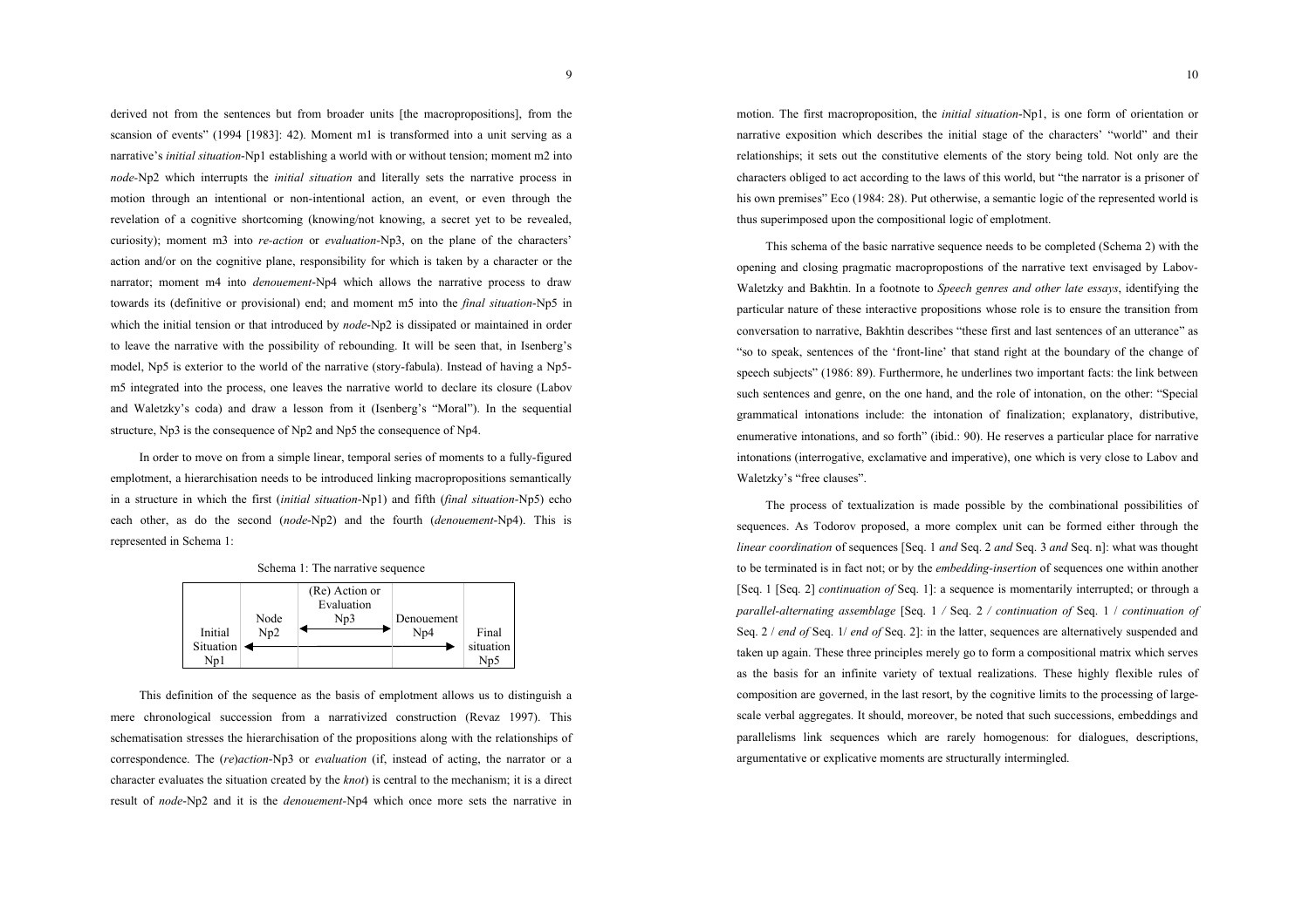derived not from the sentences but from broader units [the macropropositions], from the scansion of events" (1994 [1983]: 42). Moment m1 is transformed into a unit serving as a narrative's *initial situation*-Np1 establishing a world with or without tension; moment m2 into *node*-Np2 which interrupts the *initial situation* and literally sets the narrative process in motion through an intentional or non-intentional action, an event, or even through the revelation of a cognitive shortcoming (knowing/not knowing, a secret yet to be revealed, curiosity); moment m3 into *re-action* or *evaluation*-Np3, on the plane of the characters' action and/or on the cognitive plane, responsibility for which is taken by a character or the narrator; moment m4 into *denouement*-Np4 which allows the narrative process to draw towards its (definitive or provisional) end; and moment m5 into the *final situation*-Np5 in which the initial tension or that introduced by *node*-Np2 is dissipated or maintained in order to leave the narrative with the possibility of rebounding. It will be seen that, in Isenberg's model, Np5 is exterior to the world of the narrative (story-fabula). Instead of having a Np5-m5 integrated into the process, one leaves the narrative world to declare its closure (Labov and Waletzky's coda) and draw a lesson from it (Isenberg's "Moral"). In the sequential structure, Np3 is the consequence of Np2 and Np5 the consequence of Np4.

In order to move on from a simple linear, temporal series of moments to a fully-figured emplotment, a hierarchisation needs to be introduced linking macropropositions semantically in a structure in which the first (*initial situation*-Np1) and fifth (*final situation*-Np5) echo each other, as do the second (*node*-Np2) and the fourth (*denouement*-Np4). This is represented in Schema 1:

Schema 1: The narrative sequence

| Initial Situation Np1 | Node Np2 | (Re) Action or Evaluation Np3 | Denouement Np4 | Final situation Np5 |
|---|---|---|---|---|
| ◄ | ─── | ─── | ─── | ► |

This definition of the sequence as the basis of emplotment allows us to distinguish a mere chronological succession from a narrativized construction (Revaz 1997). This schematisation stresses the hierarchisation of the propositions along with the relationships of correspondence. The (*re*)*action*-Np3 or *evaluation* (if, instead of acting, the narrator or a character evaluates the situation created by the *knot*) is central to the mechanism; it is a direct result of *node*-Np2 and it is the *denouement*-Np4 which once more sets the narrative in motion. The first macroproposition, the *initial situation*-Np1, is one form of orientation or narrative exposition which describes the initial stage of the characters' "world" and their relationships; it sets out the constitutive elements of the story being told. Not only are the characters obliged to act according to the laws of this world, but "the narrator is a prisoner of his own premises" Eco (1984: 28). Put otherwise, a semantic logic of the represented world is thus superimposed upon the compositional logic of emplotment.

This schema of the basic narrative sequence needs to be completed (Schema 2) with the opening and closing pragmatic macropropostions of the narrative text envisaged by Labov-Waletzky and Bakhtin. In a footnote to *Speech genres and other late essays*, identifying the particular nature of these interactive propositions whose role is to ensure the transition from conversation to narrative, Bakhtin describes "these first and last sentences of an utterance" as "so to speak, sentences of the 'front-line' that stand right at the boundary of the change of speech subjects" (1986: 89). Furthermore, he underlines two important facts: the link between such sentences and genre, on the one hand, and the role of intonation, on the other: "Special grammatical intonations include: the intonation of finalization; explanatory, distributive, enumerative intonations, and so forth" (ibid.: 90). He reserves a particular place for narrative intonations (interrogative, exclamative and imperative), one which is very close to Labov and Waletzky's "free clauses".

The process of textualization is made possible by the combinational possibilities of sequences. As Todorov proposed, a more complex unit can be formed either through the *linear coordination* of sequences [Seq. 1 *and* Seq. 2 *and* Seq. 3 *and* Seq. n]: what was thought to be terminated is in fact not; or by the *embedding-insertion* of sequences one within another [Seq. 1 [Seq. 2] *continuation of* Seq. 1]: a sequence is momentarily interrupted; or through a *parallel-alternating assemblage* [Seq. 1 / Seq. 2 / *continuation of* Seq. 1 / *continuation of* Seq. 2 / *end of* Seq. 1/ *end of* Seq. 2]: in the latter, sequences are alternatively suspended and taken up again. These three principles merely go to form a compositional matrix which serves as the basis for an infinite variety of textual realizations. These highly flexible rules of composition are governed, in the last resort, by the cognitive limits to the processing of large-scale verbal aggregates. It should, moreover, be noted that such successions, embeddings and parallelisms link sequences which are rarely homogenous: for dialogues, descriptions, argumentative or explicative moments are structurally intermingled.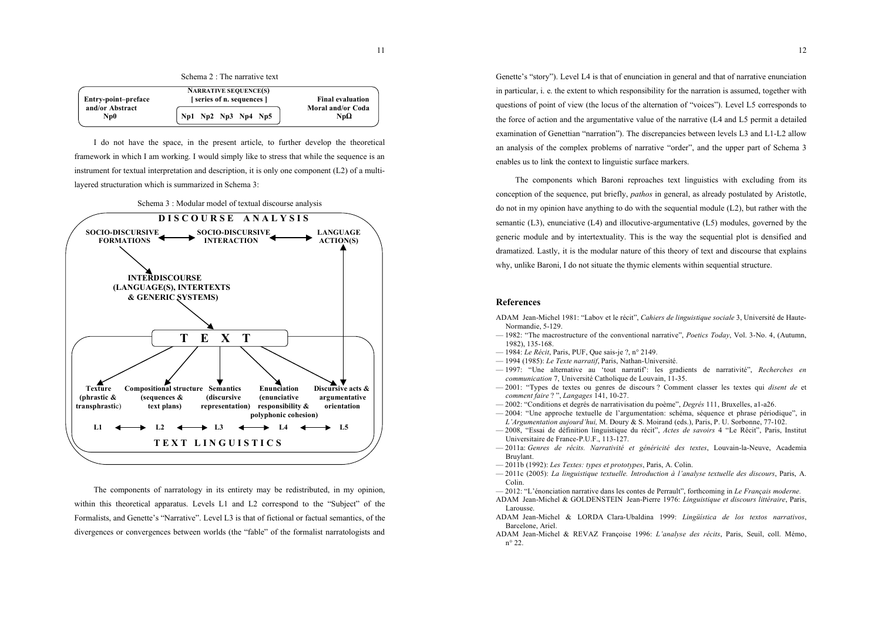Schema 2 : The narrative text

| Entry-point–preface and/or Abstract Np0 | NARRATIVE SEQUENCE(S) [ series of n. sequences ] Np1 Np2 Np3 Np4 Np5 | Final evaluation Moral and/or Coda NpΩ |
|---|---|---|

I do not have the space, in the present article, to further develop the theoretical framework in which I am working. I would simply like to stress that while the sequence is an instrument for textual interpretation and description, it is only one component (L2) of a multi-layered structuration which is summarized in Schema 3:

Schema 3 : Modular model of textual discourse analysis

**DISCOURSE ANALYSIS**

**SOCIO-DISCURSIVE FORMATIONS** ⟷ **SOCIO-DISCURSIVE INTERACTION** ⟷ **LANGUAGE ACTION(S)**

**INTERDISCOURSE (LANGUAGE(S), INTERTEXTS & GENERIC SYSTEMS)**

**TEXT**

| L1 | L2 | L3 | L4 | L5 |
|---|---|---|---|---|
| **Texture (phrastic & transphrastic)** | **Compositional structure (sequences & text plans)** | **Semantics (discursive representation)** | **Enunciation (enunciative responsibility & polyphonic cohesion)** | **Discursive acts & argumentative orientation** |

**TEXT LINGUISTICS**

The components of narratology in its entirety may be redistributed, in my opinion, within this theoretical apparatus. Levels L1 and L2 correspond to the "Subject" of the Formalists, and Genette's "Narrative". Level L3 is that of fictional or factual semantics, of the divergences or convergences between worlds (the "fable" of the formalist narratologists and Genette's "story"). Level L4 is that of enunciation in general and that of narrative enunciation in particular, i. e. the extent to which responsibility for the narration is assumed, together with questions of point of view (the locus of the alternation of "voices"). Level L5 corresponds to the force of action and the argumentative value of the narrative (L4 and L5 permit a detailed examination of Genettian "narration"). The discrepancies between levels L3 and L1-L2 allow an analysis of the complex problems of narrative "order", and the upper part of Schema 3 enables us to link the context to linguistic surface markers.

The components which Baroni reproaches text linguistics with excluding from its conception of the sequence, put briefly, *pathos* in general, as already postulated by Aristotle, do not in my opinion have anything to do with the sequential module (L2), but rather with the semantic (L3), enunciative (L4) and illocutive-argumentative (L5) modules, governed by the generic module and by intertextuality. This is the way the sequential plot is densified and dramatized. Lastly, it is the modular nature of this theory of text and discourse that explains why, unlike Baroni, I do not situate the thymic elements within sequential structure.

## References

ADAM Jean-Michel 1981: "Labov et le récit", *Cahiers de linguistique sociale* 3, Université de Haute-Normandie, 5-129.

— 1982: "The macrostructure of the conventional narrative", *Poetics Today*, Vol. 3-No. 4, (Autumn, 1982), 135-168.

— 1984: *Le Récit*, Paris, PUF, Que sais-je ?, n° 2149.

— 1994 (1985): *Le Texte narratif*, Paris, Nathan-Université.

— 1997: "Une alternative au 'tout narratif': les gradients de narrativité", *Recherches en communication* 7, Université Catholique de Louvain, 11-35.

— 2001: "Types de textes ou genres de discours ? Comment classer les textes qui *disent de* et *comment faire* ? ", *Langages* 141, 10-27.

— 2002: "Conditions et degrés de narrativisation du poème", *Degrés* 111, Bruxelles, a1-a26.

— 2004: "Une approche textuelle de l'argumentation: schéma, séquence et phrase périodique", in *L'Argumentation aujourd'hui,* M. Doury & S. Moirand (eds.), Paris, P. U. Sorbonne, 77-102.

— 2008, "Essai de définition linguistique du récit", *Actes de savoirs* 4 "Le Récit", Paris, Institut Universitaire de France-P.U.F., 113-127.

— 2011a: *Genres de récits. Narrativité et généricité des textes*, Louvain-la-Neuve, Academia Bruylant.

— 2011b (1992): *Les Textes: types et prototypes*, Paris, A. Colin.

— 2011c (2005): *La linguistique textuelle. Introduction à l'analyse textuelle des discours*, Paris, A. Colin.

— 2012: "L'énonciation narrative dans les contes de Perrault", forthcoming in *Le Français moderne*.

ADAM Jean-Michel & GOLDENSTEIN Jean-Pierre 1976: *Linguistique et discours littéraire*, Paris, Larousse.

ADAM Jean-Michel & LORDA Clara-Ubaldina 1999: *Lingüística de los textos narrativos*, Barcelone, Ariel.

ADAM Jean-Michel & REVAZ Françoise 1996: *L'analyse des récits*, Paris, Seuil, coll. Mémo, n° 22.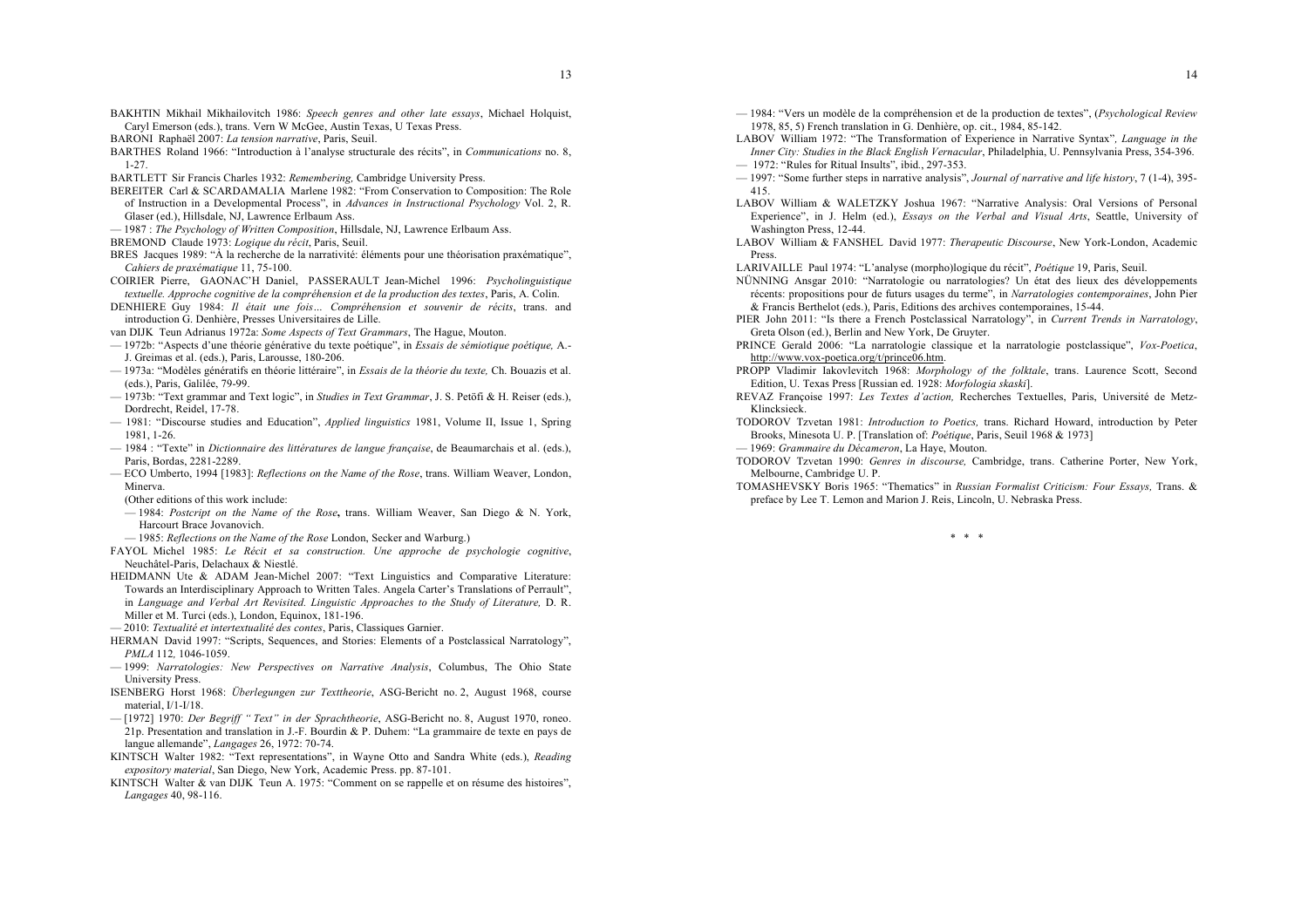BAKHTIN Mikhail Mikhailovitch 1986: *Speech genres and other late essays*, Michael Holquist, Caryl Emerson (eds.), trans. Vern W McGee, Austin Texas, U Texas Press.

BARONI Raphaël 2007: *La tension narrative*, Paris, Seuil.

BARTHES Roland 1966: "Introduction à l'analyse structurale des récits", in *Communications* no. 8, 1-27.

BARTLETT Sir Francis Charles 1932: *Remembering,* Cambridge University Press.

BEREITER Carl & SCARDAMALIA Marlene 1982: "From Conservation to Composition: The Role of Instruction in a Developmental Process", in *Advances in Instructional Psychology* Vol. 2, R. Glaser (ed.), Hillsdale, NJ, Lawrence Erlbaum Ass.

— 1987 : *The Psychology of Written Composition*, Hillsdale, NJ, Lawrence Erlbaum Ass.

BREMOND Claude 1973: *Logique du récit*, Paris, Seuil.

BRES Jacques 1989: "À la recherche de la narrativité: éléments pour une théorisation praxématique", *Cahiers de praxématique* 11, 75-100.

COIRIER Pierre, GAONAC'H Daniel, PASSERAULT Jean-Michel 1996: *Psycholinguistique textuelle. Approche cognitive de la compréhension et de la production des textes*, Paris, A. Colin.

DENHIERE Guy 1984: *Il était une fois… Compréhension et souvenir de récits*, trans. and introduction G. Denhière, Presses Universitaires de Lille.

van DIJK Teun Adrianus 1972a: *Some Aspects of Text Grammars*, The Hague, Mouton.

— 1972b: "Aspects d'une théorie générative du texte poétique", in *Essais de sémiotique poétique,* A.-J. Greimas et al. (eds.), Paris, Larousse, 180-206.

— 1973a: "Modèles génératifs en théorie littéraire", in *Essais de la théorie du texte,* Ch. Bouazis et al. (eds.), Paris, Galilée, 79-99.

— 1973b: "Text grammar and Text logic", in *Studies in Text Grammar*, J. S. Petöfi & H. Reiser (eds.), Dordrecht, Reidel, 17-78.

— 1981: "Discourse studies and Education", *Applied linguistics* 1981, Volume II, Issue 1, Spring 1981, 1-26.

— 1984 : "Texte" in *Dictionnaire des littératures de langue française*, de Beaumarchais et al. (eds.), Paris, Bordas, 2281-2289.

— ECO Umberto, 1994 [1983]: *Reflections on the Name of the Rose*, trans. William Weaver, London, Minerva.

(Other editions of this work include:

— 1984: *Postcript on the Name of the Rose***,** trans. William Weaver, San Diego & N. York, Harcourt Brace Jovanovich.

— 1985: *Reflections on the Name of the Rose* London, Secker and Warburg.)

FAYOL Michel 1985: *Le Récit et sa construction. Une approche de psychologie cognitive*, Neuchâtel-Paris, Delachaux & Niestlé.

HEIDMANN Ute & ADAM Jean-Michel 2007: "Text Linguistics and Comparative Literature: Towards an Interdisciplinary Approach to Written Tales. Angela Carter's Translations of Perrault", in *Language and Verbal Art Revisited. Linguistic Approaches to the Study of Literature,* D. R. Miller et M. Turci (eds.), London, Equinox, 181-196.

— 2010: *Textualité et intertextualité des contes*, Paris, Classiques Garnier.

HERMAN David 1997: "Scripts, Sequences, and Stories: Elements of a Postclassical Narratology", *PMLA* 112*,* 1046-1059.

— 1999: *Narratologies: New Perspectives on Narrative Analysis*, Columbus, The Ohio State University Press.

ISENBERG Horst 1968: *Überlegungen zur Texttheorie*, ASG-Bericht no. 2, August 1968, course material, I/1-I/18.

— [1972] 1970: *Der Begriff "Text" in der Sprachtheorie*, ASG-Bericht no. 8, August 1970, roneo. 21p. Presentation and translation in J.-F. Bourdin & P. Duhem: "La grammaire de texte en pays de langue allemande", *Langages* 26, 1972: 70-74.

KINTSCH Walter 1982: "Text representations", in Wayne Otto and Sandra White (eds.), *Reading expository material*, San Diego, New York, Academic Press. pp. 87-101.

KINTSCH Walter & van DIJK Teun A. 1975: "Comment on se rappelle et on résume des histoires", *Langages* 40, 98-116.

— 1984: "Vers un modèle de la compréhension et de la production de textes", (*Psychological Review* 1978, 85, 5) French translation in G. Denhière, op. cit., 1984, 85-142.

LABOV William 1972: "The Transformation of Experience in Narrative Syntax"*, Language in the Inner City: Studies in the Black English Vernacular*, Philadelphia, U. Pennsylvania Press, 354-396.

— 1972: "Rules for Ritual Insults", ibid., 297-353.

— 1997: "Some further steps in narrative analysis", *Journal of narrative and life history*, 7 (1-4), 395-415.

LABOV William & WALETZKY Joshua 1967: "Narrative Analysis: Oral Versions of Personal Experience", in J. Helm (ed.), *Essays on the Verbal and Visual Arts*, Seattle, University of Washington Press, 12-44.

LABOV William & FANSHEL David 1977: *Therapeutic Discourse*, New York-London, Academic Press.

LARIVAILLE Paul 1974: "L'analyse (morpho)logique du récit", *Poétique* 19, Paris, Seuil.

NÜNNING Ansgar 2010: "Narratologie ou narratologies? Un état des lieux des développements récents: propositions pour de futurs usages du terme", in *Narratologies contemporaines*, John Pier & Francis Berthelot (eds.), Paris, Editions des archives contemporaines, 15-44.

PIER John 2011: "Is there a French Postclassical Narratology", in *Current Trends in Narratology*, Greta Olson (ed.), Berlin and New York, De Gruyter.

PRINCE Gerald 2006: "La narratologie classique et la narratologie postclassique", *Vox-Poetica*, http://www.vox-poetica.org/t/prince06.htm.

PROPP Vladimir Iakovlevitch 1968: *Morphology of the folktale*, trans. Laurence Scott, Second Edition, U. Texas Press [Russian ed. 1928: *Morfologia skaski*].

REVAZ Françoise 1997: *Les Textes d'action,* Recherches Textuelles, Paris, Université de Metz-Klincksieck.

TODOROV Tzvetan 1981: *Introduction to Poetics,* trans. Richard Howard, introduction by Peter Brooks, Minesota U. P. [Translation of: *Poétique*, Paris, Seuil 1968 & 1973]

— 1969: *Grammaire du Décameron*, La Haye, Mouton.

TODOROV Tzvetan 1990: *Genres in discourse,* Cambridge, trans. Catherine Porter, New York, Melbourne, Cambridge U. P.

TOMASHEVSKY Boris 1965: "Thematics" in *Russian Formalist Criticism: Four Essays,* Trans. & preface by Lee T. Lemon and Marion J. Reis, Lincoln, U. Nebraska Press.

\* \* \*